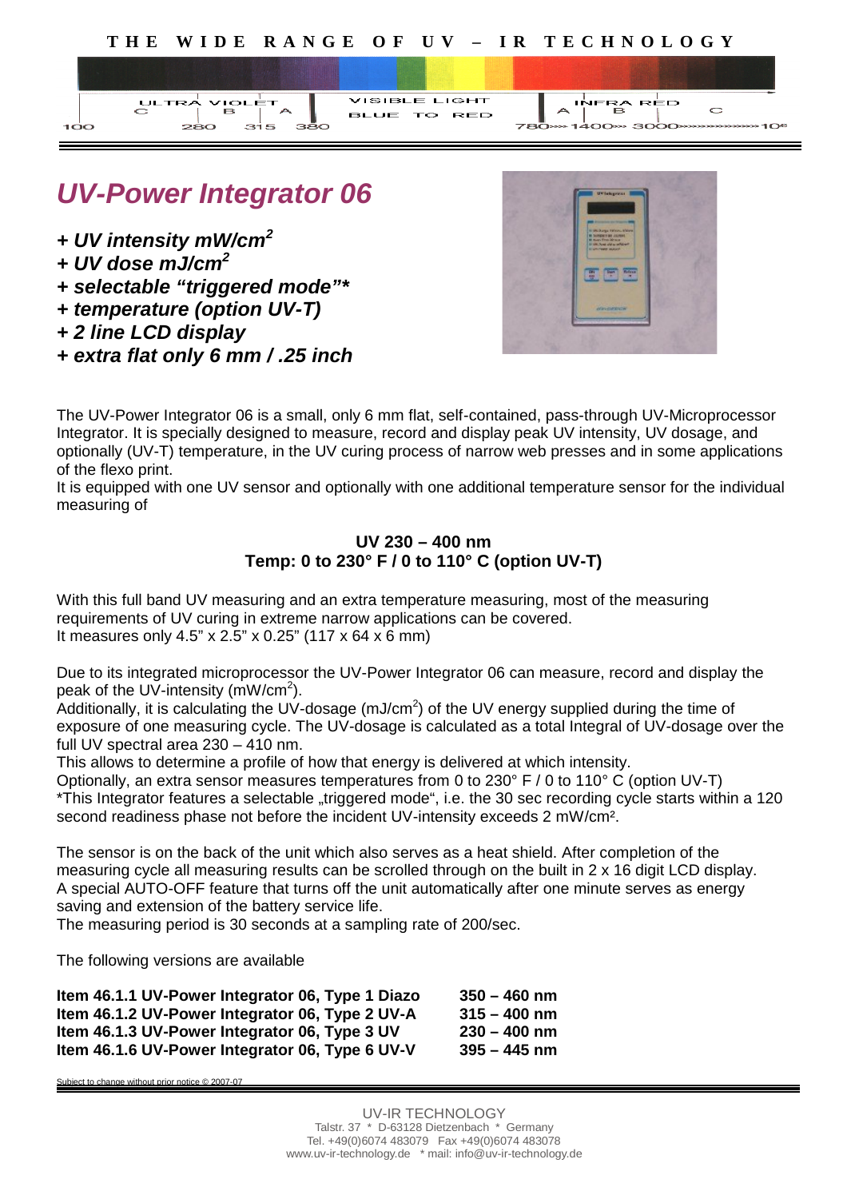**T H E W I D E R A N G E O F U V – I R T E C H N O L O G Y**

| ULTRA VIOLET | | | VISIBLE LIGHT | INFRA RED | | |
|---|---|---|---|---|---|---|
| C | B | A | BLUE TO RED | A | B | C |
| 100 | 280 | 315 | 380 | 780 | 1400 | 3000 – $10^6$ |

# *UV-Power Integrator 06*

- ***+ UV intensity mW/cm²***
- ***+ UV dose mJ/cm²***
- ***+ selectable "triggered mode"\****
- ***+ temperature (option UV-T)***
- ***+ 2 line LCD display***
- ***+ extra flat only 6 mm / .25 inch***

The UV-Power Integrator 06 is a small, only 6 mm flat, self-contained, pass-through UV-Microprocessor Integrator. It is specially designed to measure, record and display peak UV intensity, UV dosage, and optionally (UV-T) temperature, in the UV curing process of narrow web presses and in some applications of the flexo print.
It is equipped with one UV sensor and optionally with one additional temperature sensor for the individual measuring of

**UV 230 – 400 nm**
**Temp: 0 to 230° F / 0 to 110° C (option UV-T)**

With this full band UV measuring and an extra temperature measuring, most of the measuring requirements of UV curing in extreme narrow applications can be covered.
It measures only 4.5" x 2.5" x 0.25" (117 x 64 x 6 mm)

Due to its integrated microprocessor the UV-Power Integrator 06 can measure, record and display the peak of the UV-intensity (mW/cm²).
Additionally, it is calculating the UV-dosage (mJ/cm²) of the UV energy supplied during the time of exposure of one measuring cycle. The UV-dosage is calculated as a total Integral of UV-dosage over the full UV spectral area 230 – 410 nm.
This allows to determine a profile of how that energy is delivered at which intensity.
Optionally, an extra sensor measures temperatures from 0 to 230° F / 0 to 110° C (option UV-T)
*This Integrator features a selectable „triggered mode", i.e. the 30 sec recording cycle starts within a 120 second readiness phase not before the incident UV-intensity exceeds 2 mW/cm².

The sensor is on the back of the unit which also serves as a heat shield. After completion of the measuring cycle all measuring results can be scrolled through on the built in 2 x 16 digit LCD display.
A special AUTO-OFF feature that turns off the unit automatically after one minute serves as energy saving and extension of the battery service life.
The measuring period is 30 seconds at a sampling rate of 200/sec.

The following versions are available

| | |
|---|---|
| **Item 46.1.1 UV-Power Integrator 06, Type 1 Diazo** | **350 – 460 nm** |
| **Item 46.1.2 UV-Power Integrator 06, Type 2 UV-A** | **315 – 400 nm** |
| **Item 46.1.3 UV-Power Integrator 06, Type 3 UV** | **230 – 400 nm** |
| **Item 46.1.6 UV-Power Integrator 06, Type 6 UV-V** | **395 – 445 nm** |

Subject to change without prior notice © 2007-07

UV-IR TECHNOLOGY
Talstr. 37 * D-63128 Dietzenbach * Germany
Tel. +49(0)6074 483079 Fax +49(0)6074 483078
www.uv-ir-technology.de * mail: info@uv-ir-technology.de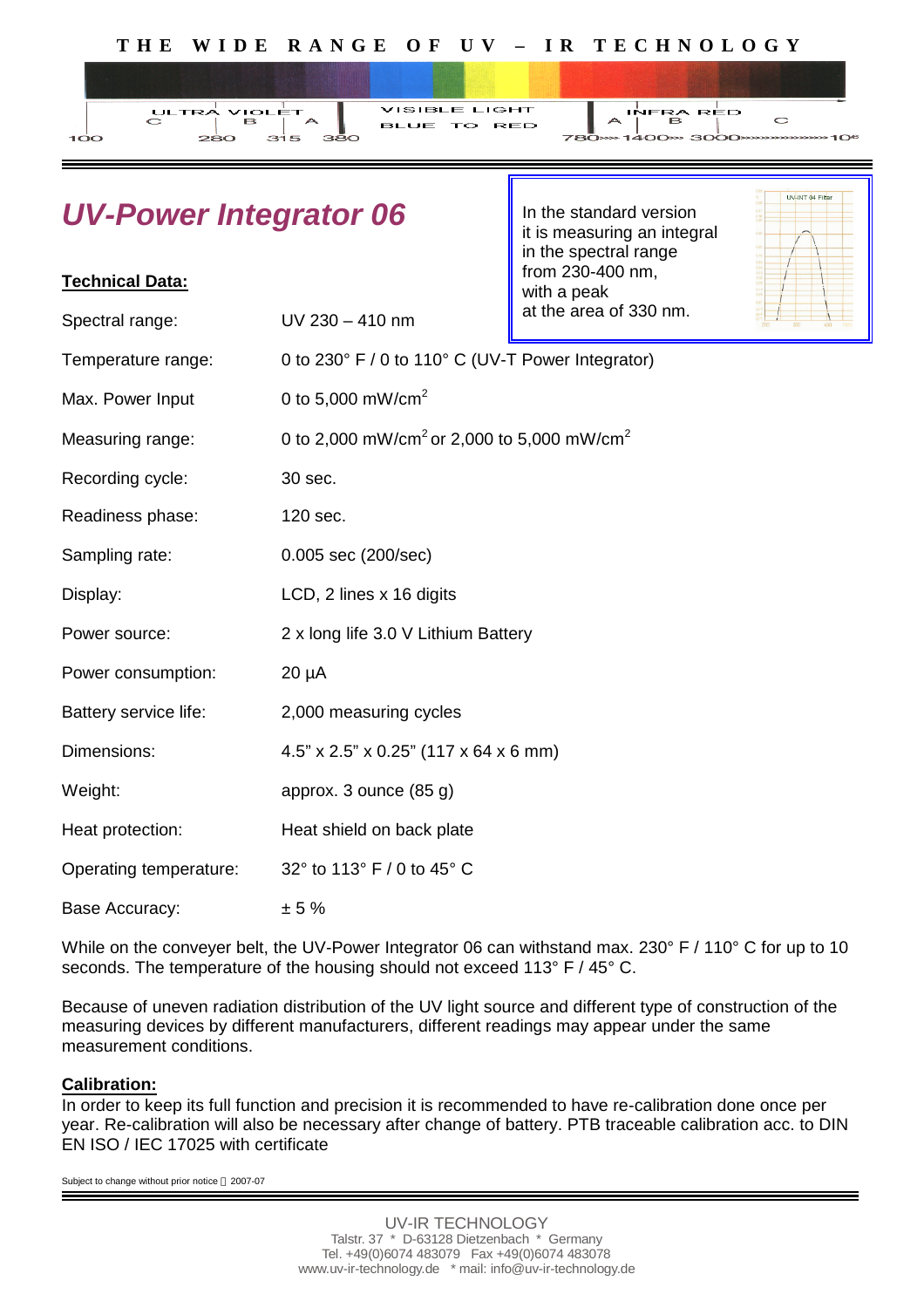THE WIDE RANGE OF UV – IR TECHNOLOGY

ULTRA VIOLET  
C | B | A  
VISIBLE LIGHT  
BLUE TO RED  
INFRA RED  
A | B | C  
100 280 315 380 780 1400 3000 $10^6$

# UV-Power Integrator 06

In the standard version it is measuring an integral in the spectral range from 230-400 nm, with a peak at the area of 330 nm.

UV-INT 04 Filter

## Technical Data:

| | |
|---|---|
| Spectral range: | UV 230 – 410 nm |
| Temperature range: | 0 to 230° F / 0 to 110° C (UV-T Power Integrator) |
| Max. Power Input | 0 to 5,000 mW/cm$^2$ |
| Measuring range: | 0 to 2,000 mW/cm$^2$ or 2,000 to 5,000 mW/cm$^2$ |
| Recording cycle: | 30 sec. |
| Readiness phase: | 120 sec. |
| Sampling rate: | 0.005 sec (200/sec) |
| Display: | LCD, 2 lines x 16 digits |
| Power source: | 2 x long life 3.0 V Lithium Battery |
| Power consumption: | 20 µA |
| Battery service life: | 2,000 measuring cycles |
| Dimensions: | 4.5" x 2.5" x 0.25" (117 x 64 x 6 mm) |
| Weight: | approx. 3 ounce (85 g) |
| Heat protection: | Heat shield on back plate |
| Operating temperature: | 32° to 113° F / 0 to 45° C |
| Base Accuracy: | ± 5 % |

While on the conveyer belt, the UV-Power Integrator 06 can withstand max. 230° F / 110° C for up to 10 seconds. The temperature of the housing should not exceed 113° F / 45° C.

Because of uneven radiation distribution of the UV light source and different type of construction of the measuring devices by different manufacturers, different readings may appear under the same measurement conditions.

**Calibration:**

In order to keep its full function and precision it is recommended to have re-calibration done once per year. Re-calibration will also be necessary after change of battery. PTB traceable calibration acc. to DIN EN ISO / IEC 17025 with certificate

Subject to change without prior notice 2007-07

UV-IR TECHNOLOGY  
Talstr. 37 * D-63128 Dietzenbach * Germany  
Tel. +49(0)6074 483079 Fax +49(0)6074 483078  
www.uv-ir-technology.de * mail: info@uv-ir-technology.de